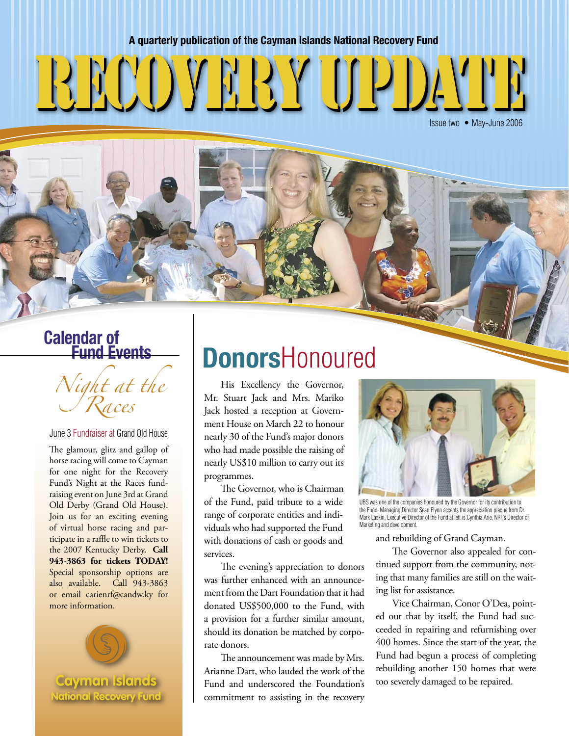A quarterly publication of the Cayman Islands National Recovery Fund

# RECOVERY UPDATE

Issue two • May-June 2006

## Calendar of Fund Events

### *Night at the Races*

June 3 Fundraiser at Grand Old House

The glamour, glitz and gallop of horse racing will come to Cayman for one night for the Recovery Fund's Night at the Races fundraising event on June 3rd at Grand Old Derby (Grand Old House). Join us for an exciting evening of virtual horse racing and participate in a raffle to win tickets to the 2007 Kentucky Derby. **Call 943-3863 for tickets TODAY!** Special sponsorship options are also available. Call 943-3863 or email carienrf@candw.ky for more information.

Cayman Islands National Recovery Fund

## Donors Honoured

His Excellency the Governor, Mr. Stuart Jack and Mrs. Mariko Jack hosted a reception at Government House on March 22 to honour nearly 30 of the Fund's major donors who had made possible the raising of nearly US$10 million to carry out its programmes.

The Governor, who is Chairman of the Fund, paid tribute to a wide range of corporate entities and individuals who had supported the Fund with donations of cash or goods and services.

The evening's appreciation to donors was further enhanced with an announcement from the Dart Foundation that it had donated US$500,000 to the Fund, with a provision for a further similar amount, should its donation be matched by corporate donors.

The announcement was made by Mrs. Arianne Dart, who lauded the work of the Fund and underscored the Foundation's commitment to assisting in the recovery and rebuilding of Grand Cayman.

UBS was one of the companies honoured by the Governor for its contribution to the Fund. Managing Director Sean Flynn accepts the appreciation plaque from Dr. Mark Laskin, Executive Director of the Fund at left is Cynthia Arie, NRF's Director of Marketing and development.

The Governor also appealed for continued support from the community, noting that many families are still on the waiting list for assistance.

Vice Chairman, Conor O'Dea, pointed out that by itself, the Fund had succeeded in repairing and refurnishing over 400 homes. Since the start of the year, the Fund had begun a process of completing rebuilding another 150 homes that were too severely damaged to be repaired.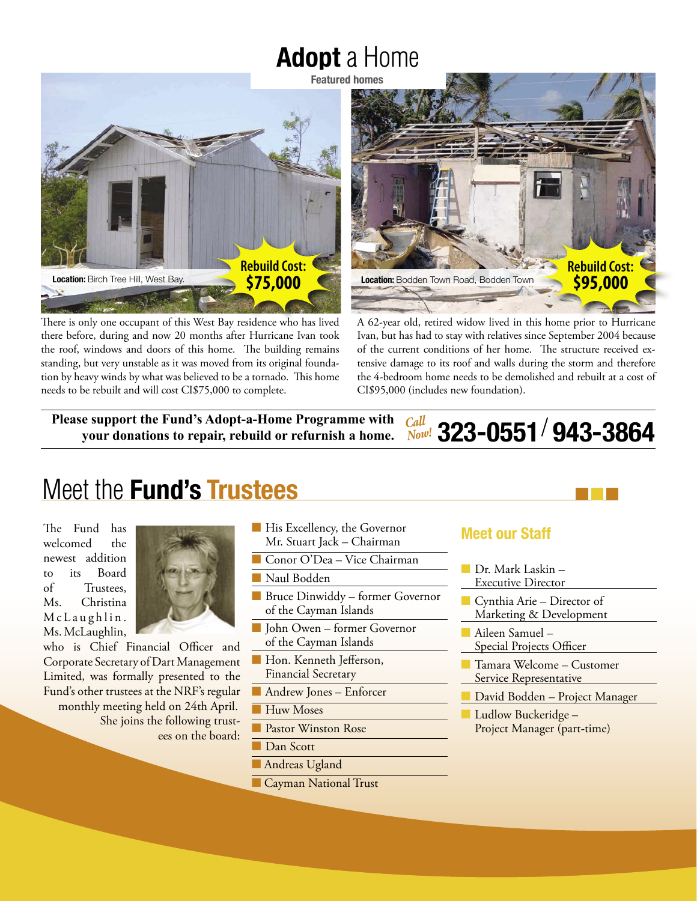# **Adopt** a Home

**Featured homes**

**Location:** Birch Tree Hill, West Bay.

**Rebuild Cost: $75,000**

There is only one occupant of this West Bay residence who has lived there before, during and now 20 months after Hurricane Ivan took the roof, windows and doors of this home. The building remains standing, but very unstable as it was moved from its original foundation by heavy winds by what was believed to be a tornado. This home needs to be rebuilt and will cost CI$75,000 to complete.

**Location:** Bodden Town Road, Bodden Town

**Rebuild Cost: $95,000**

A 62-year old, retired widow lived in this home prior to Hurricane Ivan, but has had to stay with relatives since September 2004 because of the current conditions of her home. The structure received extensive damage to its roof and walls during the storm and therefore the 4-bedroom home needs to be demolished and rebuilt at a cost of CI$95,000 (includes new foundation).

**Please support the Fund's Adopt-a-Home Programme with your donations to repair, rebuild or refurnish a home.** *Call Now!* **323-0551 / 943-3864**

## Meet the **Fund's Trustees**

The Fund has welcomed the newest addition to its Board of Trustees, Ms. Christina McLaughlin. Ms. McLaughlin, who is Chief Financial Officer and Corporate Secretary of Dart Management Limited, was formally presented to the Fund's other trustees at the NRF's regular monthly meeting held on 24th April. She joins the following trustees on the board:

- His Excellency, the Governor Mr. Stuart Jack – Chairman
- Conor O'Dea – Vice Chairman
- Naul Bodden
- Bruce Dinwiddy – former Governor of the Cayman Islands
- John Owen – former Governor of the Cayman Islands
- Hon. Kenneth Jefferson, Financial Secretary
- Andrew Jones – Enforcer
- Huw Moses
- Pastor Winston Rose
- Dan Scott
- Andreas Ugland
- Cayman National Trust

### Meet our Staff

- Dr. Mark Laskin – Executive Director
- Cynthia Arie – Director of Marketing & Development
- Aileen Samuel – Special Projects Officer
- Tamara Welcome – Customer Service Representative
- David Bodden – Project Manager
- Ludlow Buckeridge – Project Manager (part-time)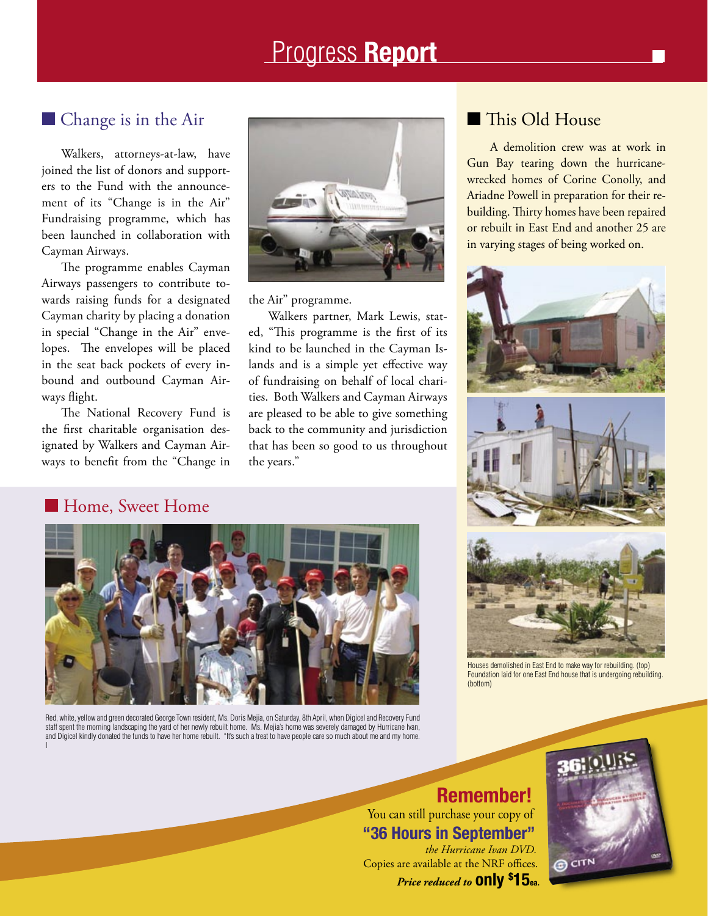# Progress Report

## Change is in the Air

Walkers, attorneys-at-law, have joined the list of donors and supporters to the Fund with the announcement of its "Change is in the Air" Fundraising programme, which has been launched in collaboration with Cayman Airways.

The programme enables Cayman Airways passengers to contribute towards raising funds for a designated Cayman charity by placing a donation in special "Change in the Air" envelopes. The envelopes will be placed in the seat back pockets of every inbound and outbound Cayman Airways flight.

The National Recovery Fund is the first charitable organisation designated by Walkers and Cayman Airways to benefit from the "Change in the Air" programme.

Walkers partner, Mark Lewis, stated, "This programme is the first of its kind to be launched in the Cayman Islands and is a simple yet effective way of fundraising on behalf of local charities. Both Walkers and Cayman Airways are pleased to be able to give something back to the community and jurisdiction that has been so good to us throughout the years."

## This Old House

A demolition crew was at work in Gun Bay tearing down the hurricane-wrecked homes of Corine Conolly, and Ariadne Powell in preparation for their rebuilding. Thirty homes have been repaired or rebuilt in East End and another 25 are in varying stages of being worked on.

Houses demolished in East End to make way for rebuilding. (top) Foundation laid for one East End house that is undergoing rebuilding. (bottom)

## Home, Sweet Home

Red, white, yellow and green decorated George Town resident, Ms. Doris Mejia, on Saturday, 8th April, when Digicel and Recovery Fund staff spent the morning landscaping the yard of her newly rebuilt home. Ms. Mejia's home was severely damaged by Hurricane Ivan, and Digicel kindly donated the funds to have her home rebuilt. "It's such a treat to have people care so much about me and my home.

**Remember!**

You can still purchase your copy of

**"36 Hours in September"**

*the Hurricane Ivan DVD.*

Copies are available at the NRF offices.

***Price reduced to* only $15ea.**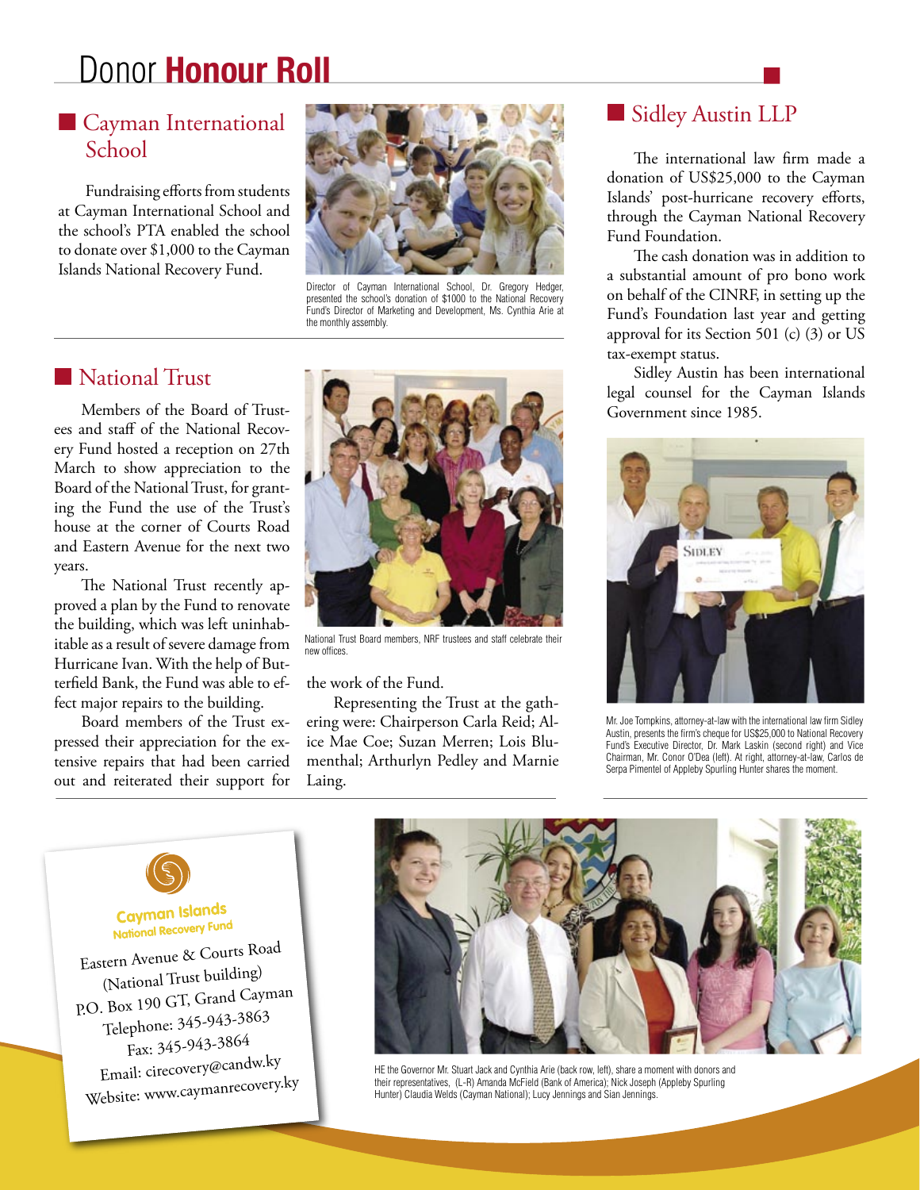# Donor **Honour Roll**

## Cayman International School

Fundraising efforts from students at Cayman International School and the school's PTA enabled the school to donate over $1,000 to the Cayman Islands National Recovery Fund.

Director of Cayman International School, Dr. Gregory Hedger, presented the school's donation of $1000 to the National Recovery Fund's Director of Marketing and Development, Ms. Cynthia Arie at the monthly assembly.

## National Trust

Members of the Board of Trustees and staff of the National Recovery Fund hosted a reception on 27th March to show appreciation to the Board of the National Trust, for granting the Fund the use of the Trust's house at the corner of Courts Road and Eastern Avenue for the next two years.

The National Trust recently approved a plan by the Fund to renovate the building, which was left uninhabitable as a result of severe damage from Hurricane Ivan. With the help of Butterfield Bank, the Fund was able to effect major repairs to the building.

Board members of the Trust expressed their appreciation for the extensive repairs that had been carried out and reiterated their support for the work of the Fund.

Representing the Trust at the gathering were: Chairperson Carla Reid; Alice Mae Coe; Suzan Merren; Lois Blumenthal; Arthurlyn Pedley and Marnie Laing.

National Trust Board members, NRF trustees and staff celebrate their new offices.

## Sidley Austin LLP

The international law firm made a donation of US$25,000 to the Cayman Islands' post-hurricane recovery efforts, through the Cayman National Recovery Fund Foundation.

The cash donation was in addition to a substantial amount of pro bono work on behalf of the CINRF, in setting up the Fund's Foundation last year and getting approval for its Section 501 (c) (3) or US tax-exempt status.

Sidley Austin has been international legal counsel for the Cayman Islands Government since 1985.

Mr. Joe Tompkins, attorney-at-law with the international law firm Sidley Austin, presents the firm's cheque for US$25,000 to National Recovery Fund's Executive Director, Dr. Mark Laskin (second right) and Vice Chairman, Mr. Conor O'Dea (left). At right, attorney-at-law, Carlos de Serpa Pimentel of Appleby Spurling Hunter shares the moment.

**Cayman Islands**
**National Recovery Fund**

Eastern Avenue & Courts Road
(National Trust building)
P.O. Box 190 GT, Grand Cayman
Telephone: 345-943-3863
Fax: 345-943-3864
Email: cirecovery@candw.ky
Website: www.caymanrecovery.ky

HE the Governor Mr. Stuart Jack and Cynthia Arie (back row, left), share a moment with donors and their representatives, (L-R) Amanda McField (Bank of America); Nick Joseph (Appleby Spurling Hunter) Claudia Welds (Cayman National); Lucy Jennings and Sian Jennings.